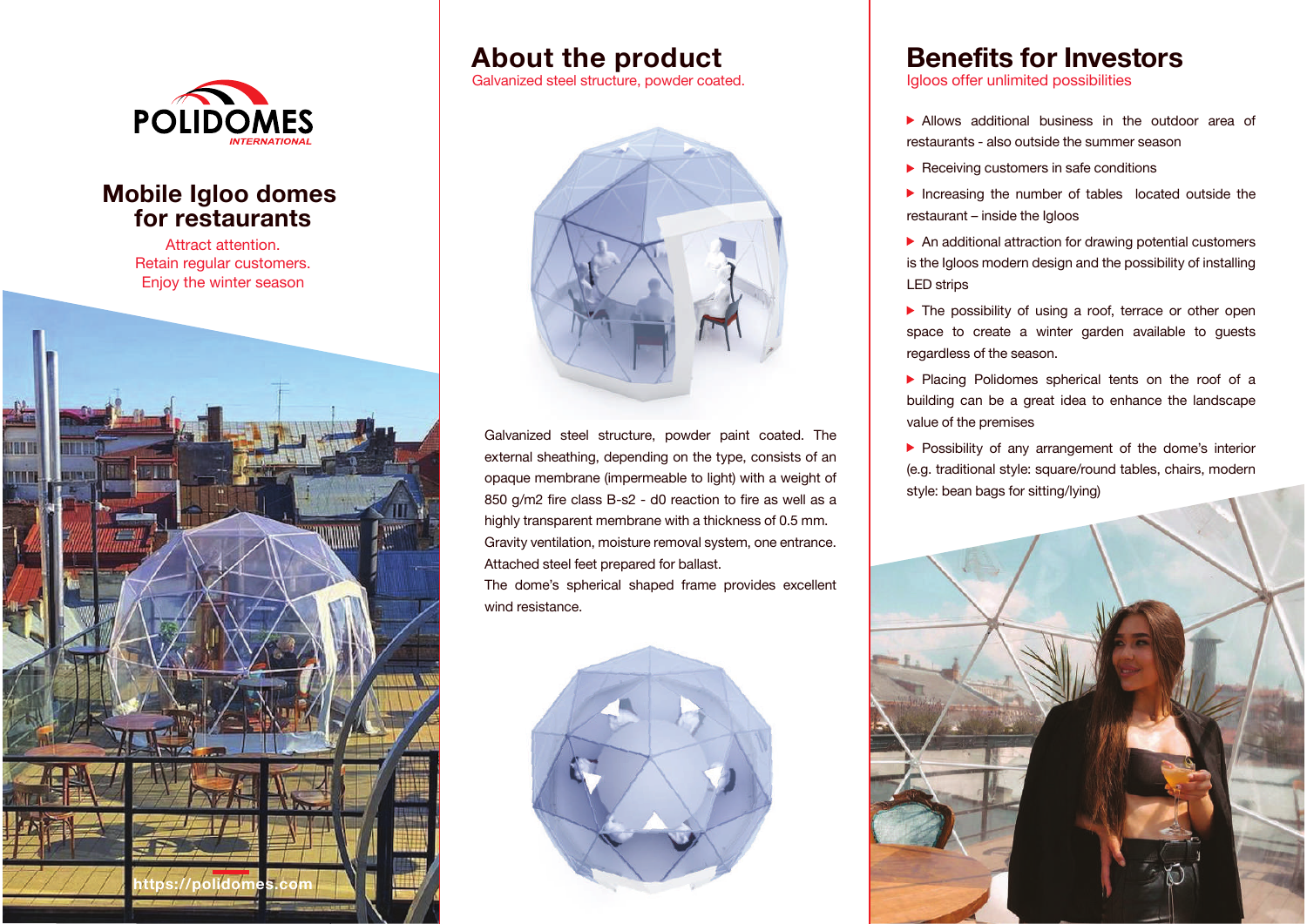POLIDOMES
INTERNATIONAL

# Mobile Igloo domes for restaurants

Attract attention.
Retain regular customers.
Enjoy the winter season

https://polidomes.com

## About the product

Galvanized steel structure, powder coated.

Galvanized steel structure, powder paint coated. The external sheathing, depending on the type, consists of an opaque membrane (impermeable to light) with a weight of 850 g/m2 fire class B-s2 - d0 reaction to fire as well as a highly transparent membrane with a thickness of 0.5 mm. Gravity ventilation, moisture removal system, one entrance. Attached steel feet prepared for ballast.
The dome's spherical shaped frame provides excellent wind resistance.

## Benefits for Investors

Igloos offer unlimited possibilities

- Allows additional business in the outdoor area of restaurants - also outside the summer season
- Receiving customers in safe conditions
- Increasing the number of tables located outside the restaurant – inside the Igloos
- An additional attraction for drawing potential customers is the Igloos modern design and the possibility of installing LED strips
- The possibility of using a roof, terrace or other open space to create a winter garden available to guests regardless of the season.
- Placing Polidomes spherical tents on the roof of a building can be a great idea to enhance the landscape value of the premises
- Possibility of any arrangement of the dome's interior (e.g. traditional style: square/round tables, chairs, modern style: bean bags for sitting/lying)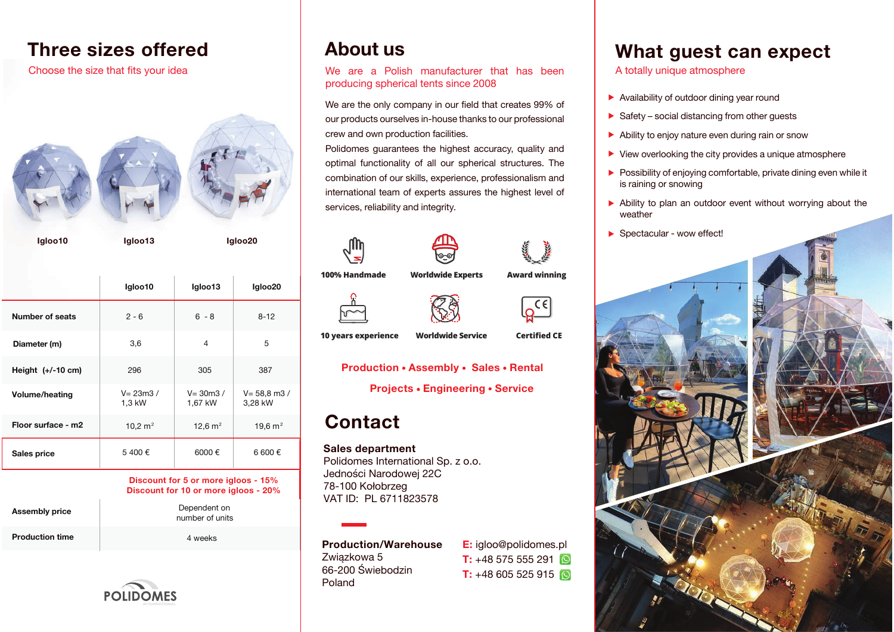# Three sizes offered

Choose the size that fits your idea

Igloo10

Igloo13

Igloo20

| | Igloo10 | Igloo13 | Igloo20 |
|---|---|---|---|
| Number of seats | 2 - 6 | 6 - 8 | 8-12 |
| Diameter (m) | 3,6 | 4 | 5 |
| Height (+/-10 cm) | 296 | 305 | 387 |
| Volume/heating | V= 23m3 / 1,3 kW | V= 30m3 / 1,67 kW | V= 58,8 m3 / 3,28 kW |
| Floor surface - m2 | 10,2 $m^2$ | 12,6 $m^2$ | 19,6 $m^2$ |
| Sales price | 5 400 € | 6000 € | 6 600 € |

**Discount for 5 or more igloos - 15%**
**Discount for 10 or more igloos - 20%**

| | |
|---|---|
| Assembly price | Dependent on number of units |
| Production time | 4 weeks |

POLIDOMES INTERNATIONAL

# About us

We are a Polish manufacturer that has been producing spherical tents since 2008

We are the only company in our field that creates 99% of our products ourselves in-house thanks to our professional crew and own production facilities.

Polidomes guarantees the highest accuracy, quality and optimal functionality of all our spherical structures. The combination of our skills, experience, professionalism and international team of experts assures the highest level of services, reliability and integrity.

**100% Handmade** | **Worldwide Experts** | **Award winning**

**10 years experience** | **Worldwide Service** | **Certified CE**

**Production • Assembly • Sales • Rental**

**Projects • Engineering • Service**

# Contact

**Sales department**
Polidomes International Sp. z o.o.
Jedności Narodowej 22C
78-100 Kołobrzeg
VAT ID: PL 6711823578

**Production/Warehouse**
Związkowa 5
66-200 Świebodzin
Poland

**E:** igloo@polidomes.pl
**T:** +48 575 555 291
**T:** +48 605 525 915

# What guest can expect

A totally unique atmosphere

- Availability of outdoor dining year round
- Safety – social distancing from other guests
- Ability to enjoy nature even during rain or snow
- View overlooking the city provides a unique atmosphere
- Possibility of enjoying comfortable, private dining even while it is raining or snowing
- Ability to plan an outdoor event without worrying about the weather
- Spectacular - wow effect!